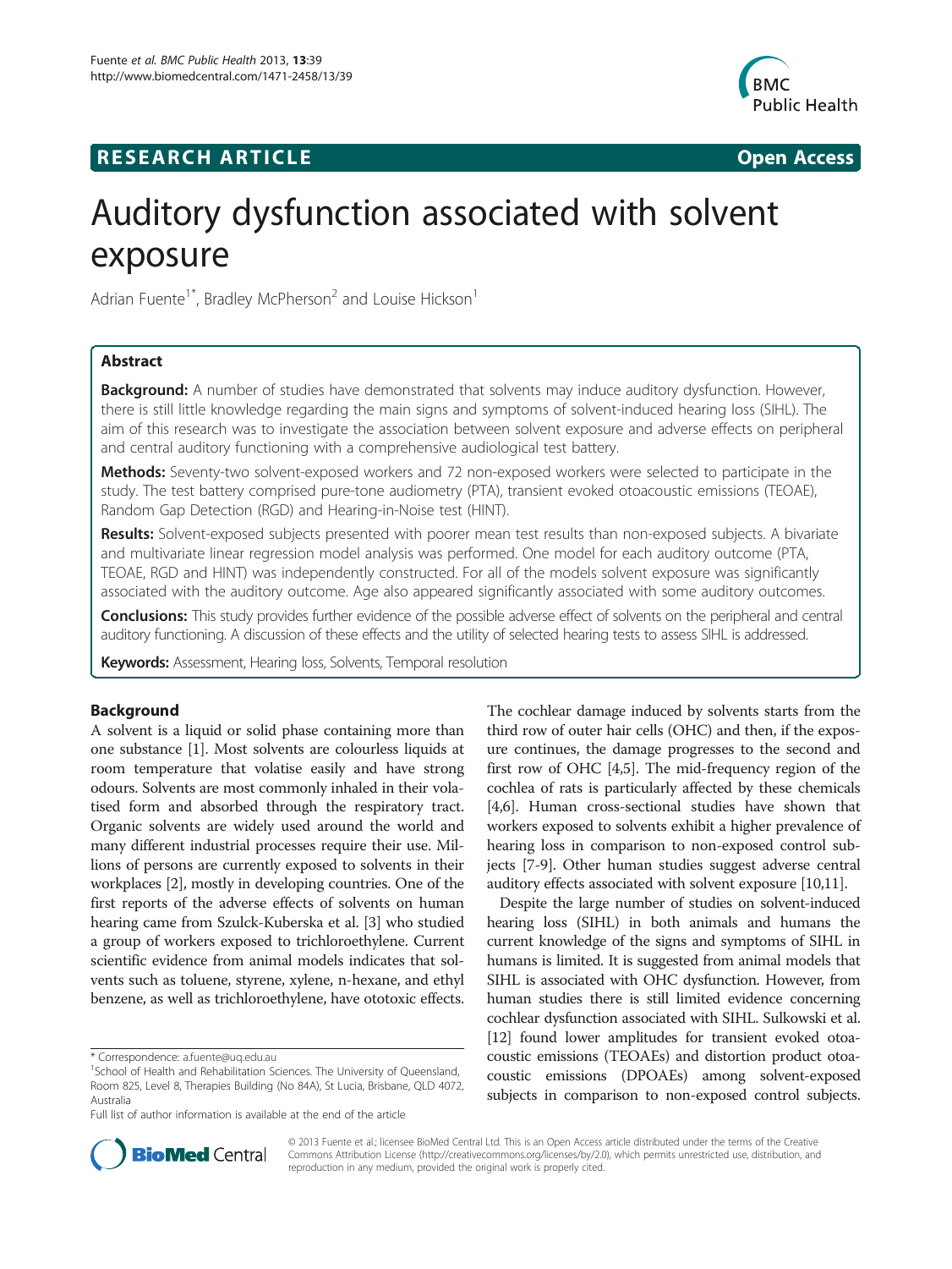RESEARCH ARTICLE Open Access

# Auditory dysfunction associated with solvent exposure

Adrian Fuente[1*], Bradley McPherson[2] and Louise Hickson[1]

## Abstract

**Background:** A number of studies have demonstrated that solvents may induce auditory dysfunction. However, there is still little knowledge regarding the main signs and symptoms of solvent-induced hearing loss (SIHL). The aim of this research was to investigate the association between solvent exposure and adverse effects on peripheral and central auditory functioning with a comprehensive audiological test battery.

**Methods:** Seventy-two solvent-exposed workers and 72 non-exposed workers were selected to participate in the study. The test battery comprised pure-tone audiometry (PTA), transient evoked otoacoustic emissions (TEOAE), Random Gap Detection (RGD) and Hearing-in-Noise test (HINT).

**Results:** Solvent-exposed subjects presented with poorer mean test results than non-exposed subjects. A bivariate and multivariate linear regression model analysis was performed. One model for each auditory outcome (PTA, TEOAE, RGD and HINT) was independently constructed. For all of the models solvent exposure was significantly associated with the auditory outcome. Age also appeared significantly associated with some auditory outcomes.

**Conclusions:** This study provides further evidence of the possible adverse effect of solvents on the peripheral and central auditory functioning. A discussion of these effects and the utility of selected hearing tests to assess SIHL is addressed.

**Keywords:** Assessment, Hearing loss, Solvents, Temporal resolution

## Background

A solvent is a liquid or solid phase containing more than one substance [1]. Most solvents are colourless liquids at room temperature that volatise easily and have strong odours. Solvents are most commonly inhaled in their volatised form and absorbed through the respiratory tract. Organic solvents are widely used around the world and many different industrial processes require their use. Millions of persons are currently exposed to solvents in their workplaces [2], mostly in developing countries. One of the first reports of the adverse effects of solvents on human hearing came from Szulck-Kuberska et al. [3] who studied a group of workers exposed to trichloroethylene. Current scientific evidence from animal models indicates that solvents such as toluene, styrene, xylene, n-hexane, and ethyl benzene, as well as trichloroethylene, have ototoxic effects. The cochlear damage induced by solvents starts from the third row of outer hair cells (OHC) and then, if the exposure continues, the damage progresses to the second and first row of OHC [4,5]. The mid-frequency region of the cochlea of rats is particularly affected by these chemicals [4,6]. Human cross-sectional studies have shown that workers exposed to solvents exhibit a higher prevalence of hearing loss in comparison to non-exposed control subjects [7-9]. Other human studies suggest adverse central auditory effects associated with solvent exposure [10,11].

Despite the large number of studies on solvent-induced hearing loss (SIHL) in both animals and humans the current knowledge of the signs and symptoms of SIHL in humans is limited. It is suggested from animal models that SIHL is associated with OHC dysfunction. However, from human studies there is still limited evidence concerning cochlear dysfunction associated with SIHL. Sulkowski et al. [12] found lower amplitudes for transient evoked otoacoustic emissions (TEOAEs) and distortion product otoacoustic emissions (DPOAEs) among solvent-exposed subjects in comparison to non-exposed control subjects.

* Correspondence: a.fuente@uq.edu.au
[1]School of Health and Rehabilitation Sciences. The University of Queensland, Room 825, Level 8, Therapies Building (No 84A), St Lucia, Brisbane, QLD 4072, Australia
Full list of author information is available at the end of the article

© 2013 Fuente et al.; licensee BioMed Central Ltd. This is an Open Access article distributed under the terms of the Creative Commons Attribution License (http://creativecommons.org/licenses/by/2.0), which permits unrestricted use, distribution, and reproduction in any medium, provided the original work is properly cited.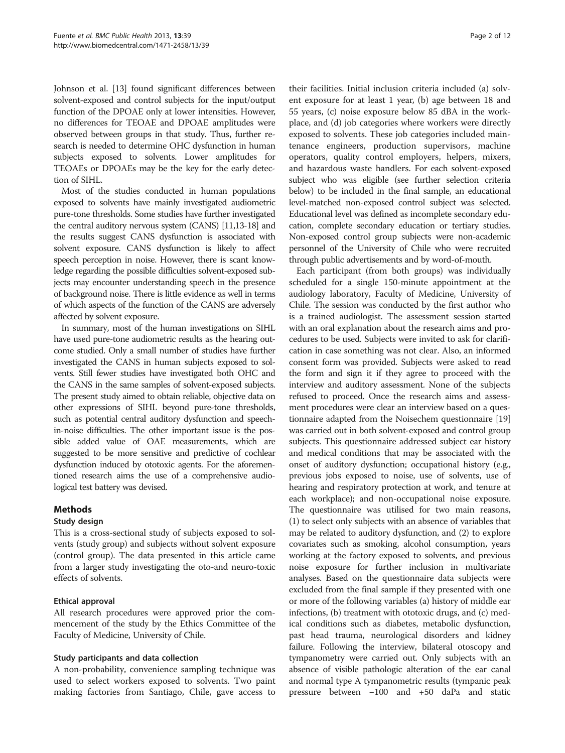Johnson et al. [13] found significant differences between solvent-exposed and control subjects for the input/output function of the DPOAE only at lower intensities. However, no differences for TEOAE and DPOAE amplitudes were observed between groups in that study. Thus, further research is needed to determine OHC dysfunction in human subjects exposed to solvents. Lower amplitudes for TEOAEs or DPOAEs may be the key for the early detection of SIHL.

Most of the studies conducted in human populations exposed to solvents have mainly investigated audiometric pure-tone thresholds. Some studies have further investigated the central auditory nervous system (CANS) [11,13-18] and the results suggest CANS dysfunction is associated with solvent exposure. CANS dysfunction is likely to affect speech perception in noise. However, there is scant knowledge regarding the possible difficulties solvent-exposed subjects may encounter understanding speech in the presence of background noise. There is little evidence as well in terms of which aspects of the function of the CANS are adversely affected by solvent exposure.

In summary, most of the human investigations on SIHL have used pure-tone audiometric results as the hearing outcome studied. Only a small number of studies have further investigated the CANS in human subjects exposed to solvents. Still fewer studies have investigated both OHC and the CANS in the same samples of solvent-exposed subjects. The present study aimed to obtain reliable, objective data on other expressions of SIHL beyond pure-tone thresholds, such as potential central auditory dysfunction and speech-in-noise difficulties. The other important issue is the possible added value of OAE measurements, which are suggested to be more sensitive and predictive of cochlear dysfunction induced by ototoxic agents. For the aforementioned research aims the use of a comprehensive audiological test battery was devised.

## Methods

### Study design

This is a cross-sectional study of subjects exposed to solvents (study group) and subjects without solvent exposure (control group). The data presented in this article came from a larger study investigating the oto-and neuro-toxic effects of solvents.

#### Ethical approval

All research procedures were approved prior the commencement of the study by the Ethics Committee of the Faculty of Medicine, University of Chile.

#### Study participants and data collection

A non-probability, convenience sampling technique was used to select workers exposed to solvents. Two paint making factories from Santiago, Chile, gave access to their facilities. Initial inclusion criteria included (a) solvent exposure for at least 1 year, (b) age between 18 and 55 years, (c) noise exposure below 85 dBA in the workplace, and (d) job categories where workers were directly exposed to solvents. These job categories included maintenance engineers, production supervisors, machine operators, quality control employers, helpers, mixers, and hazardous waste handlers. For each solvent-exposed subject who was eligible (see further selection criteria below) to be included in the final sample, an educational level-matched non-exposed control subject was selected. Educational level was defined as incomplete secondary education, complete secondary education or tertiary studies. Non-exposed control group subjects were non-academic personnel of the University of Chile who were recruited through public advertisements and by word-of-mouth.

Each participant (from both groups) was individually scheduled for a single 150-minute appointment at the audiology laboratory, Faculty of Medicine, University of Chile. The session was conducted by the first author who is a trained audiologist. The assessment session started with an oral explanation about the research aims and procedures to be used. Subjects were invited to ask for clarification in case something was not clear. Also, an informed consent form was provided. Subjects were asked to read the form and sign it if they agree to proceed with the interview and auditory assessment. None of the subjects refused to proceed. Once the research aims and assessment procedures were clear an interview based on a questionnaire adapted from the Noisechem questionnaire [19] was carried out in both solvent-exposed and control group subjects. This questionnaire addressed subject ear history and medical conditions that may be associated with the onset of auditory dysfunction; occupational history (e.g., previous jobs exposed to noise, use of solvents, use of hearing and respiratory protection at work, and tenure at each workplace); and non-occupational noise exposure. The questionnaire was utilised for two main reasons, (1) to select only subjects with an absence of variables that may be related to auditory dysfunction, and (2) to explore covariates such as smoking, alcohol consumption, years working at the factory exposed to solvents, and previous noise exposure for further inclusion in multivariate analyses. Based on the questionnaire data subjects were excluded from the final sample if they presented with one or more of the following variables (a) history of middle ear infections, (b) treatment with ototoxic drugs, and (c) medical conditions such as diabetes, metabolic dysfunction, past head trauma, neurological disorders and kidney failure. Following the interview, bilateral otoscopy and tympanometry were carried out. Only subjects with an absence of visible pathologic alteration of the ear canal and normal type A tympanometric results (tympanic peak pressure between −100 and +50 daPa and static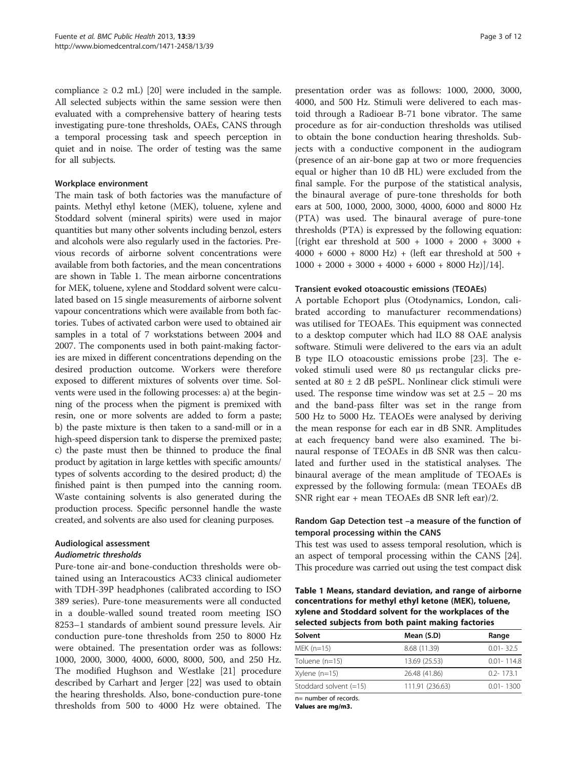compliance ≥ 0.2 mL) [20] were included in the sample. All selected subjects within the same session were then evaluated with a comprehensive battery of hearing tests investigating pure-tone thresholds, OAEs, CANS through a temporal processing task and speech perception in quiet and in noise. The order of testing was the same for all subjects.

#### Workplace environment

The main task of both factories was the manufacture of paints. Methyl ethyl ketone (MEK), toluene, xylene and Stoddard solvent (mineral spirits) were used in major quantities but many other solvents including benzol, esters and alcohols were also regularly used in the factories. Previous records of airborne solvent concentrations were available from both factories, and the mean concentrations are shown in Table 1. The mean airborne concentrations for MEK, toluene, xylene and Stoddard solvent were calculated based on 15 single measurements of airborne solvent vapour concentrations which were available from both factories. Tubes of activated carbon were used to obtained air samples in a total of 7 workstations between 2004 and 2007. The components used in both paint-making factories are mixed in different concentrations depending on the desired production outcome. Workers were therefore exposed to different mixtures of solvents over time. Solvents were used in the following processes: a) at the beginning of the process when the pigment is premixed with resin, one or more solvents are added to form a paste; b) the paste mixture is then taken to a sand-mill or in a high-speed dispersion tank to disperse the premixed paste; c) the paste must then be thinned to produce the final product by agitation in large kettles with specific amounts/types of solvents according to the desired product; d) the finished paint is then pumped into the canning room. Waste containing solvents is also generated during the production process. Specific personnel handle the waste created, and solvents are also used for cleaning purposes.

#### Audiological assessment

##### *Audiometric thresholds*

Pure-tone air-and bone-conduction thresholds were obtained using an Interacoustics AC33 clinical audiometer with TDH-39P headphones (calibrated according to ISO 389 series). Pure-tone measurements were all conducted in a double-walled sound treated room meeting ISO 8253–1 standards of ambient sound pressure levels. Air conduction pure-tone thresholds from 250 to 8000 Hz were obtained. The presentation order was as follows: 1000, 2000, 3000, 4000, 6000, 8000, 500, and 250 Hz. The modified Hughson and Westlake [21] procedure described by Carhart and Jerger [22] was used to obtain the hearing thresholds. Also, bone-conduction pure-tone thresholds from 500 to 4000 Hz were obtained. The presentation order was as follows: 1000, 2000, 3000, 4000, and 500 Hz. Stimuli were delivered to each mastoid through a Radioear B-71 bone vibrator. The same procedure as for air-conduction thresholds was utilised to obtain the bone conduction hearing thresholds. Subjects with a conductive component in the audiogram (presence of an air-bone gap at two or more frequencies equal or higher than 10 dB HL) were excluded from the final sample. For the purpose of the statistical analysis, the binaural average of pure-tone thresholds for both ears at 500, 1000, 2000, 3000, 4000, 6000 and 8000 Hz (PTA) was used. The binaural average of pure-tone thresholds (PTA) is expressed by the following equation: [(right ear threshold at 500 + 1000 + 2000 + 3000 + 4000 + 6000 + 8000 Hz) + (left ear threshold at 500 + 1000 + 2000 + 3000 + 4000 + 6000 + 8000 Hz)]/14].

#### Transient evoked otoacoustic emissions (TEOAEs)

A portable Echoport plus (Otodynamics, London, calibrated according to manufacturer recommendations) was utilised for TEOAEs. This equipment was connected to a desktop computer which had ILO 88 OAE analysis software. Stimuli were delivered to the ears via an adult B type ILO otoacoustic emissions probe [23]. The evoked stimuli used were 80 μs rectangular clicks presented at 80 ± 2 dB peSPL. Nonlinear click stimuli were used. The response time window was set at 2.5 – 20 ms and the band-pass filter was set in the range from 500 Hz to 5000 Hz. TEAOEs were analysed by deriving the mean response for each ear in dB SNR. Amplitudes at each frequency band were also examined. The binaural response of TEOAEs in dB SNR was then calculated and further used in the statistical analyses. The binaural average of the mean amplitude of TEOAEs is expressed by the following formula: (mean TEOAEs dB SNR right ear + mean TEOAEs dB SNR left ear)/2.

#### Random Gap Detection test –a measure of the function of temporal processing within the CANS

This test was used to assess temporal resolution, which is an aspect of temporal processing within the CANS [24]. This procedure was carried out using the test compact disk

**Table 1 Means, standard deviation, and range of airborne concentrations for methyl ethyl ketone (MEK), toluene, xylene and Stoddard solvent for the workplaces of the selected subjects from both paint making factories**

| Solvent | Mean (S.D) | Range |
|---|---|---|
| MEK (n=15) | 8.68 (11.39) | 0.01- 32.5 |
| Toluene (n=15) | 13.69 (25.53) | 0.01- 114.8 |
| Xylene (n=15) | 26.48 (41.86) | 0.2- 173.1 |
| Stoddard solvent (=15) | 111.91 (236.63) | 0.01- 1300 |

n= number of records.
**Values are mg/m3.**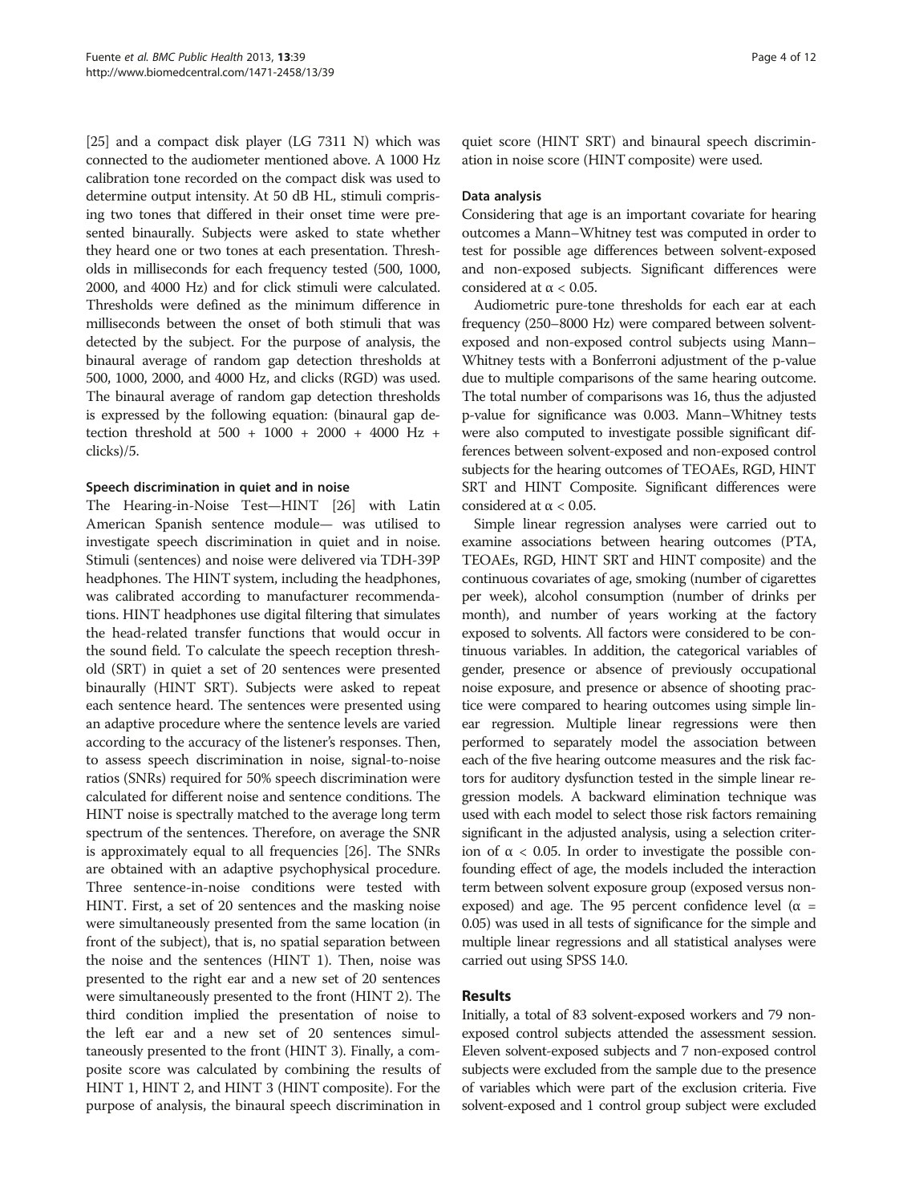[25] and a compact disk player (LG 7311 N) which was connected to the audiometer mentioned above. A 1000 Hz calibration tone recorded on the compact disk was used to determine output intensity. At 50 dB HL, stimuli comprising two tones that differed in their onset time were presented binaurally. Subjects were asked to state whether they heard one or two tones at each presentation. Thresholds in milliseconds for each frequency tested (500, 1000, 2000, and 4000 Hz) and for click stimuli were calculated. Thresholds were defined as the minimum difference in milliseconds between the onset of both stimuli that was detected by the subject. For the purpose of analysis, the binaural average of random gap detection thresholds at 500, 1000, 2000, and 4000 Hz, and clicks (RGD) was used. The binaural average of random gap detection thresholds is expressed by the following equation: (binaural gap detection threshold at 500 + 1000 + 2000 + 4000 Hz + clicks)/5.

#### Speech discrimination in quiet and in noise

The Hearing-in-Noise Test—HINT [26] with Latin American Spanish sentence module— was utilised to investigate speech discrimination in quiet and in noise. Stimuli (sentences) and noise were delivered via TDH-39P headphones. The HINT system, including the headphones, was calibrated according to manufacturer recommendations. HINT headphones use digital filtering that simulates the head-related transfer functions that would occur in the sound field. To calculate the speech reception threshold (SRT) in quiet a set of 20 sentences were presented binaurally (HINT SRT). Subjects were asked to repeat each sentence heard. The sentences were presented using an adaptive procedure where the sentence levels are varied according to the accuracy of the listener's responses. Then, to assess speech discrimination in noise, signal-to-noise ratios (SNRs) required for 50% speech discrimination were calculated for different noise and sentence conditions. The HINT noise is spectrally matched to the average long term spectrum of the sentences. Therefore, on average the SNR is approximately equal to all frequencies [26]. The SNRs are obtained with an adaptive psychophysical procedure. Three sentence-in-noise conditions were tested with HINT. First, a set of 20 sentences and the masking noise were simultaneously presented from the same location (in front of the subject), that is, no spatial separation between the noise and the sentences (HINT 1). Then, noise was presented to the right ear and a new set of 20 sentences were simultaneously presented to the front (HINT 2). The third condition implied the presentation of noise to the left ear and a new set of 20 sentences simultaneously presented to the front (HINT 3). Finally, a composite score was calculated by combining the results of HINT 1, HINT 2, and HINT 3 (HINT composite). For the purpose of analysis, the binaural speech discrimination in quiet score (HINT SRT) and binaural speech discrimination in noise score (HINT composite) were used.

#### Data analysis

Considering that age is an important covariate for hearing outcomes a Mann–Whitney test was computed in order to test for possible age differences between solvent-exposed and non-exposed subjects. Significant differences were considered at $\alpha < 0.05$.

Audiometric pure-tone thresholds for each ear at each frequency (250–8000 Hz) were compared between solvent-exposed and non-exposed control subjects using Mann–Whitney tests with a Bonferroni adjustment of the p-value due to multiple comparisons of the same hearing outcome. The total number of comparisons was 16, thus the adjusted p-value for significance was 0.003. Mann–Whitney tests were also computed to investigate possible significant differences between solvent-exposed and non-exposed control subjects for the hearing outcomes of TEOAEs, RGD, HINT SRT and HINT Composite. Significant differences were considered at $\alpha < 0.05$.

Simple linear regression analyses were carried out to examine associations between hearing outcomes (PTA, TEOAEs, RGD, HINT SRT and HINT composite) and the continuous covariates of age, smoking (number of cigarettes per week), alcohol consumption (number of drinks per month), and number of years working at the factory exposed to solvents. All factors were considered to be continuous variables. In addition, the categorical variables of gender, presence or absence of previously occupational noise exposure, and presence or absence of shooting practice were compared to hearing outcomes using simple linear regression. Multiple linear regressions were then performed to separately model the association between each of the five hearing outcome measures and the risk factors for auditory dysfunction tested in the simple linear regression models. A backward elimination technique was used with each model to select those risk factors remaining significant in the adjusted analysis, using a selection criterion of $\alpha < 0.05$. In order to investigate the possible confounding effect of age, the models included the interaction term between solvent exposure group (exposed versus non-exposed) and age. The 95 percent confidence level ($\alpha$ = 0.05) was used in all tests of significance for the simple and multiple linear regressions and all statistical analyses were carried out using SPSS 14.0.

## Results

Initially, a total of 83 solvent-exposed workers and 79 non-exposed control subjects attended the assessment session. Eleven solvent-exposed subjects and 7 non-exposed control subjects were excluded from the sample due to the presence of variables which were part of the exclusion criteria. Five solvent-exposed and 1 control group subject were excluded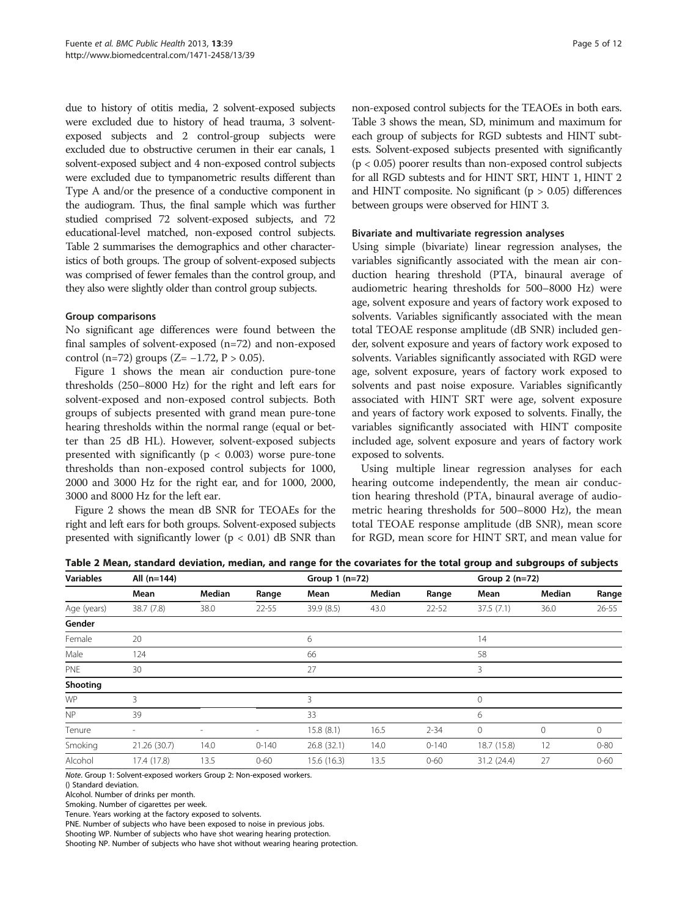due to history of otitis media, 2 solvent-exposed subjects were excluded due to history of head trauma, 3 solvent-exposed subjects and 2 control-group subjects were excluded due to obstructive cerumen in their ear canals, 1 solvent-exposed subject and 4 non-exposed control subjects were excluded due to tympanometric results different than Type A and/or the presence of a conductive component in the audiogram. Thus, the final sample which was further studied comprised 72 solvent-exposed subjects, and 72 educational-level matched, non-exposed control subjects. Table 2 summarises the demographics and other characteristics of both groups. The group of solvent-exposed subjects was comprised of fewer females than the control group, and they also were slightly older than control group subjects.

### Group comparisons

No significant age differences were found between the final samples of solvent-exposed (n=72) and non-exposed control (n=72) groups ($Z= -1.72$, $P > 0.05$).

Figure 1 shows the mean air conduction pure-tone thresholds (250–8000 Hz) for the right and left ears for solvent-exposed and non-exposed control subjects. Both groups of subjects presented with grand mean pure-tone hearing thresholds within the normal range (equal or better than 25 dB HL). However, solvent-exposed subjects presented with significantly ($p < 0.003$) worse pure-tone thresholds than non-exposed control subjects for 1000, 2000 and 3000 Hz for the right ear, and for 1000, 2000, 3000 and 8000 Hz for the left ear.

Figure 2 shows the mean dB SNR for TEOAEs for the right and left ears for both groups. Solvent-exposed subjects presented with significantly lower ($p < 0.01$) dB SNR than non-exposed control subjects for the TEAOEs in both ears. Table 3 shows the mean, SD, minimum and maximum for each group of subjects for RGD subtests and HINT subtests. Solvent-exposed subjects presented with significantly ($p < 0.05$) poorer results than non-exposed control subjects for all RGD subtests and for HINT SRT, HINT 1, HINT 2 and HINT composite. No significant ($p > 0.05$) differences between groups were observed for HINT 3.

### Bivariate and multivariate regression analyses

Using simple (bivariate) linear regression analyses, the variables significantly associated with the mean air conduction hearing threshold (PTA, binaural average of audiometric hearing thresholds for 500–8000 Hz) were age, solvent exposure and years of factory work exposed to solvents. Variables significantly associated with the mean total TEOAE response amplitude (dB SNR) included gender, solvent exposure and years of factory work exposed to solvents. Variables significantly associated with RGD were age, solvent exposure, years of factory work exposed to solvents and past noise exposure. Variables significantly associated with HINT SRT were age, solvent exposure and years of factory work exposed to solvents. Finally, the variables significantly associated with HINT composite included age, solvent exposure and years of factory work exposed to solvents.

Using multiple linear regression analyses for each hearing outcome independently, the mean air conduction hearing threshold (PTA, binaural average of audiometric hearing thresholds for 500–8000 Hz), the mean total TEOAE response amplitude (dB SNR), mean score for RGD, mean score for HINT SRT, and mean value for

**Table 2 Mean, standard deviation, median, and range for the covariates for the total group and subgroups of subjects**

| Variables | All (n=144) | | | Group 1 (n=72) | | | Group 2 (n=72) | | |
|---|---|---|---|---|---|---|---|---|---|
| | Mean | Median | Range | Mean | Median | Range | Mean | Median | Range |
| Age (years) | 38.7 (7.8) | 38.0 | 22-55 | 39.9 (8.5) | 43.0 | 22-52 | 37.5 (7.1) | 36.0 | 26-55 |
| **Gender** | | | | | | | | | |
| Female | 20 | | | 6 | | | 14 | | |
| Male | 124 | | | 66 | | | 58 | | |
| PNE | 30 | | | 27 | | | 3 | | |
| **Shooting** | | | | | | | | | |
| WP | 3 | | | 3 | | | 0 | | |
| NP | 39 | | | 33 | | | 6 | | |
| Tenure | - | - | - | 15.8 (8.1) | 16.5 | 2-34 | 0 | 0 | 0 |
| Smoking | 21.26 (30.7) | 14.0 | 0-140 | 26.8 (32.1) | 14.0 | 0-140 | 18.7 (15.8) | 12 | 0-80 |
| Alcohol | 17.4 (17.8) | 13.5 | 0-60 | 15.6 (16.3) | 13.5 | 0-60 | 31.2 (24.4) | 27 | 0-60 |

*Note.* Group 1: Solvent-exposed workers Group 2: Non-exposed workers.
() Standard deviation.
Alcohol. Number of drinks per month.
Smoking. Number of cigarettes per week.
Tenure. Years working at the factory exposed to solvents.
PNE. Number of subjects who have been exposed to noise in previous jobs.
Shooting WP. Number of subjects who have shot wearing hearing protection.
Shooting NP. Number of subjects who have shot without wearing hearing protection.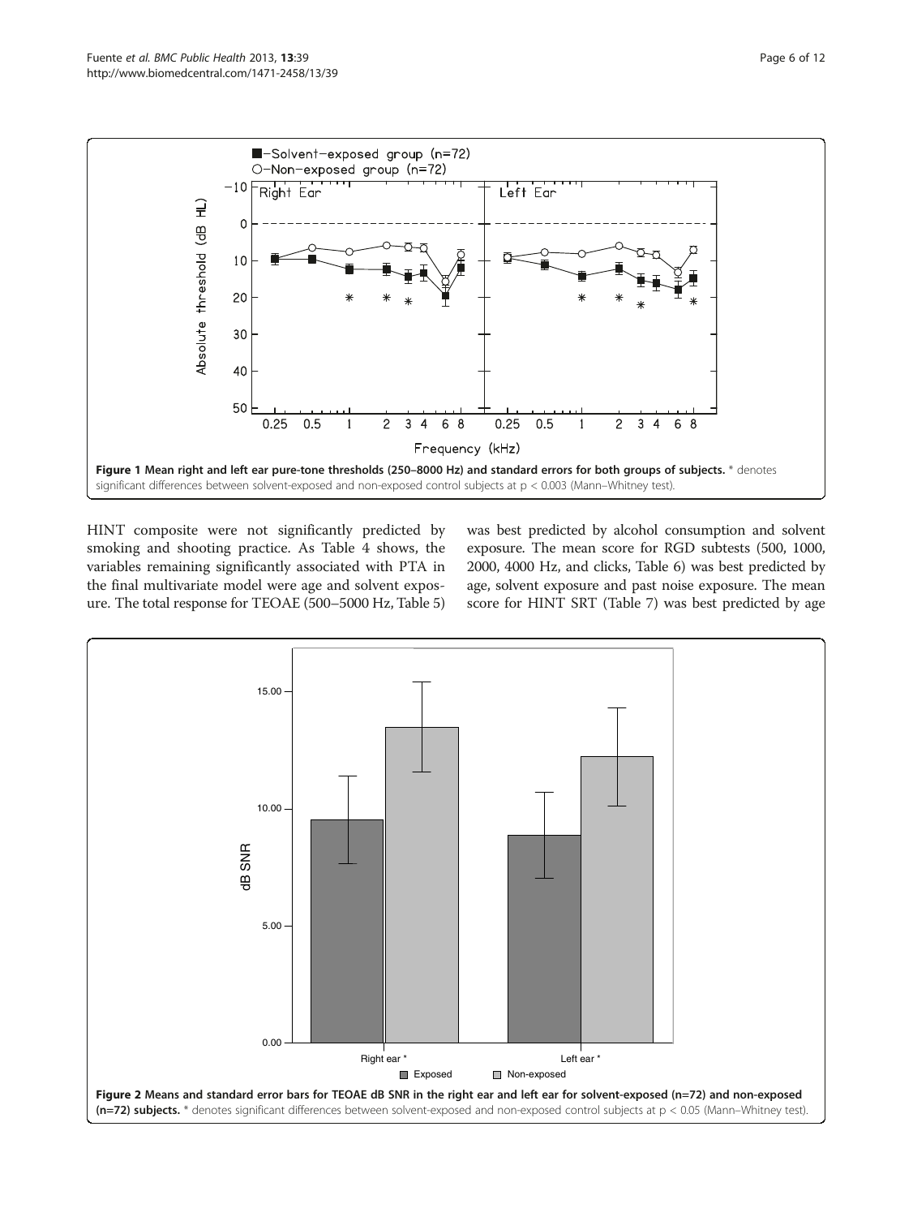Figure 1 Mean right and left ear pure-tone thresholds (250–8000 Hz) and standard errors for both groups of subjects. * denotes significant differences between solvent-exposed and non-exposed control subjects at p < 0.003 (Mann–Whitney test).

HINT composite were not significantly predicted by smoking and shooting practice. As Table 4 shows, the variables remaining significantly associated with PTA in the final multivariate model were age and solvent exposure. The total response for TEOAE (500–5000 Hz, Table 5) was best predicted by alcohol consumption and solvent exposure. The mean score for RGD subtests (500, 1000, 2000, 4000 Hz, and clicks, Table 6) was best predicted by age, solvent exposure and past noise exposure. The mean score for HINT SRT (Table 7) was best predicted by age

Figure 2 Means and standard error bars for TEOAE dB SNR in the right ear and left ear for solvent-exposed (n=72) and non-exposed (n=72) subjects. * denotes significant differences between solvent-exposed and non-exposed control subjects at p < 0.05 (Mann–Whitney test).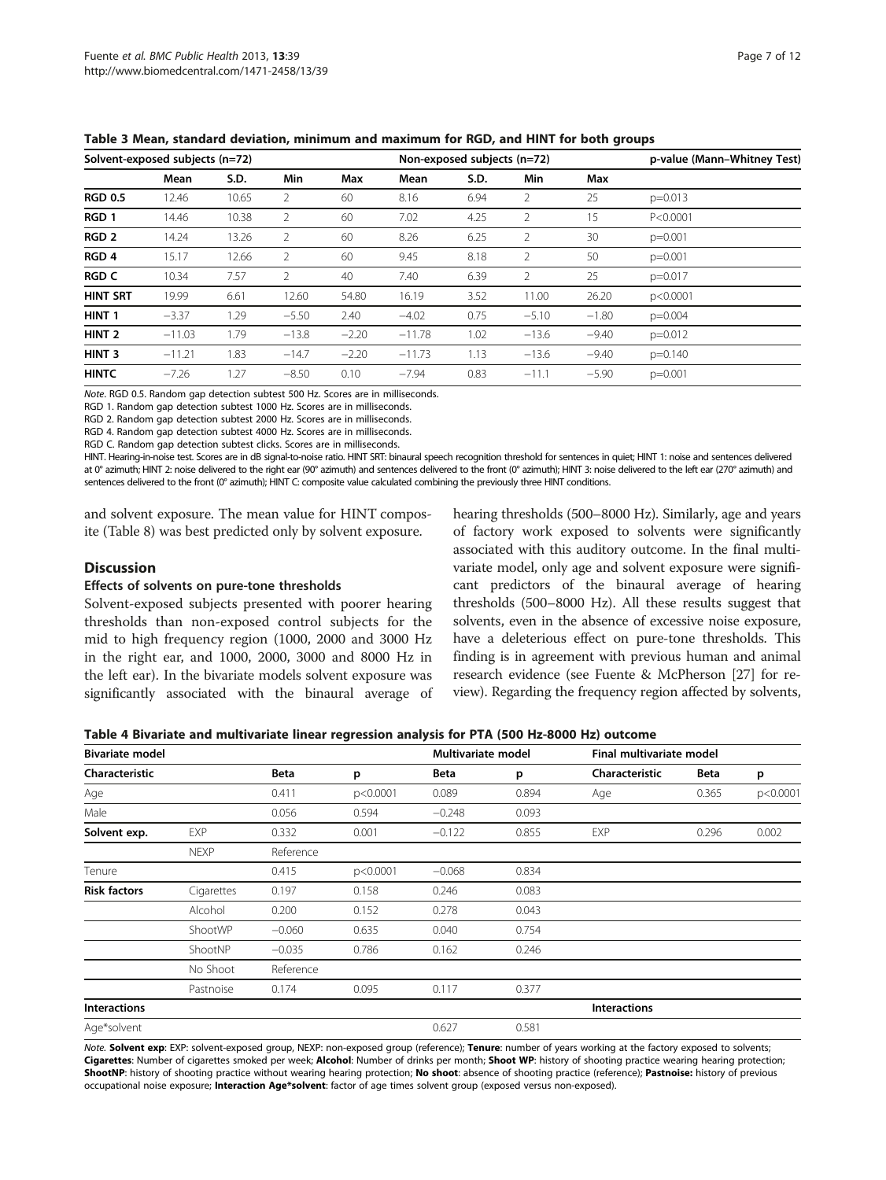**Table 3 Mean, standard deviation, minimum and maximum for RGD, and HINT for both groups**

| Solvent-exposed subjects (n=72) | | | | | Non-exposed subjects (n=72) | | | | p-value (Mann–Whitney Test) |
|---|---|---|---|---|---|---|---|---|---|
| | Mean | S.D. | Min | Max | Mean | S.D. | Min | Max | |
| **RGD 0.5** | 12.46 | 10.65 | 2 | 60 | 8.16 | 6.94 | 2 | 25 | p=0.013 |
| **RGD 1** | 14.46 | 10.38 | 2 | 60 | 7.02 | 4.25 | 2 | 15 | P<0.0001 |
| **RGD 2** | 14.24 | 13.26 | 2 | 60 | 8.26 | 6.25 | 2 | 30 | p=0.001 |
| **RGD 4** | 15.17 | 12.66 | 2 | 60 | 9.45 | 8.18 | 2 | 50 | p=0.001 |
| **RGD C** | 10.34 | 7.57 | 2 | 40 | 7.40 | 6.39 | 2 | 25 | p=0.017 |
| **HINT SRT** | 19.99 | 6.61 | 12.60 | 54.80 | 16.19 | 3.52 | 11.00 | 26.20 | p<0.0001 |
| **HINT 1** | −3.37 | 1.29 | −5.50 | 2.40 | −4.02 | 0.75 | −5.10 | −1.80 | p=0.004 |
| **HINT 2** | −11.03 | 1.79 | −13.8 | −2.20 | −11.78 | 1.02 | −13.6 | −9.40 | p=0.012 |
| **HINT 3** | −11.21 | 1.83 | −14.7 | −2.20 | −11.73 | 1.13 | −13.6 | −9.40 | p=0.140 |
| **HINTC** | −7.26 | 1.27 | −8.50 | 0.10 | −7.94 | 0.83 | −11.1 | −5.90 | p=0.001 |

*Note*. RGD 0.5. Random gap detection subtest 500 Hz. Scores are in milliseconds.
RGD 1. Random gap detection subtest 1000 Hz. Scores are in milliseconds.
RGD 2. Random gap detection subtest 2000 Hz. Scores are in milliseconds.
RGD 4. Random gap detection subtest 4000 Hz. Scores are in milliseconds.
RGD C. Random gap detection subtest clicks. Scores are in milliseconds.
HINT. Hearing-in-noise test. Scores are in dB signal-to-noise ratio. HINT SRT: binaural speech recognition threshold for sentences in quiet; HINT 1: noise and sentences delivered at 0° azimuth; HINT 2: noise delivered to the right ear (90° azimuth) and sentences delivered to the front (0° azimuth); HINT 3: noise delivered to the left ear (270° azimuth) and sentences delivered to the front (0° azimuth); HINT C: composite value calculated combining the previously three HINT conditions.

and solvent exposure. The mean value for HINT composite (Table 8) was best predicted only by solvent exposure.

## Discussion

### Effects of solvents on pure-tone thresholds

Solvent-exposed subjects presented with poorer hearing thresholds than non-exposed control subjects for the mid to high frequency region (1000, 2000 and 3000 Hz in the right ear, and 1000, 2000, 3000 and 8000 Hz in the left ear). In the bivariate models solvent exposure was significantly associated with the binaural average of hearing thresholds (500–8000 Hz). Similarly, age and years of factory work exposed to solvents were significantly associated with this auditory outcome. In the final multivariate model, only age and solvent exposure were significant predictors of the binaural average of hearing thresholds (500–8000 Hz). All these results suggest that solvents, even in the absence of excessive noise exposure, have a deleterious effect on pure-tone thresholds. This finding is in agreement with previous human and animal research evidence (see Fuente & McPherson [27] for review). Regarding the frequency region affected by solvents,

**Table 4 Bivariate and multivariate linear regression analysis for PTA (500 Hz-8000 Hz) outcome**

| Bivariate model | | | | Multivariate model | | Final multivariate model | | |
|---|---|---|---|---|---|---|---|---|
| Characteristic | | Beta | p | Beta | p | Characteristic | Beta | p |
| Age | | 0.411 | p<0.0001 | 0.089 | 0.894 | Age | 0.365 | p<0.0001 |
| Male | | 0.056 | 0.594 | −0.248 | 0.093 | | | |
| **Solvent exp.** | EXP | 0.332 | 0.001 | −0.122 | 0.855 | EXP | 0.296 | 0.002 |
| | NEXP | Reference | | | | | | |
| Tenure | | 0.415 | p<0.0001 | −0.068 | 0.834 | | | |
| **Risk factors** | Cigarettes | 0.197 | 0.158 | 0.246 | 0.083 | | | |
| | Alcohol | 0.200 | 0.152 | 0.278 | 0.043 | | | |
| | ShootWP | −0.060 | 0.635 | 0.040 | 0.754 | | | |
| | ShootNP | −0.035 | 0.786 | 0.162 | 0.246 | | | |
| | No Shoot | Reference | | | | | | |
| | Pastnoise | 0.174 | 0.095 | 0.117 | 0.377 | | | |
| **Interactions** | | | | | | **Interactions** | | |
| Age*solvent | | | | 0.627 | 0.581 | | | |

*Note.* **Solvent exp**: EXP: solvent-exposed group, NEXP: non-exposed group (reference); **Tenure**: number of years working at the factory exposed to solvents; **Cigarettes**: Number of cigarettes smoked per week; **Alcohol**: Number of drinks per month; **Shoot WP**: history of shooting practice wearing hearing protection; **ShootNP**: history of shooting practice without wearing hearing protection; **No shoot**: absence of shooting practice (reference); **Pastnoise:** history of previous occupational noise exposure; **Interaction Age*solvent**: factor of age times solvent group (exposed versus non-exposed).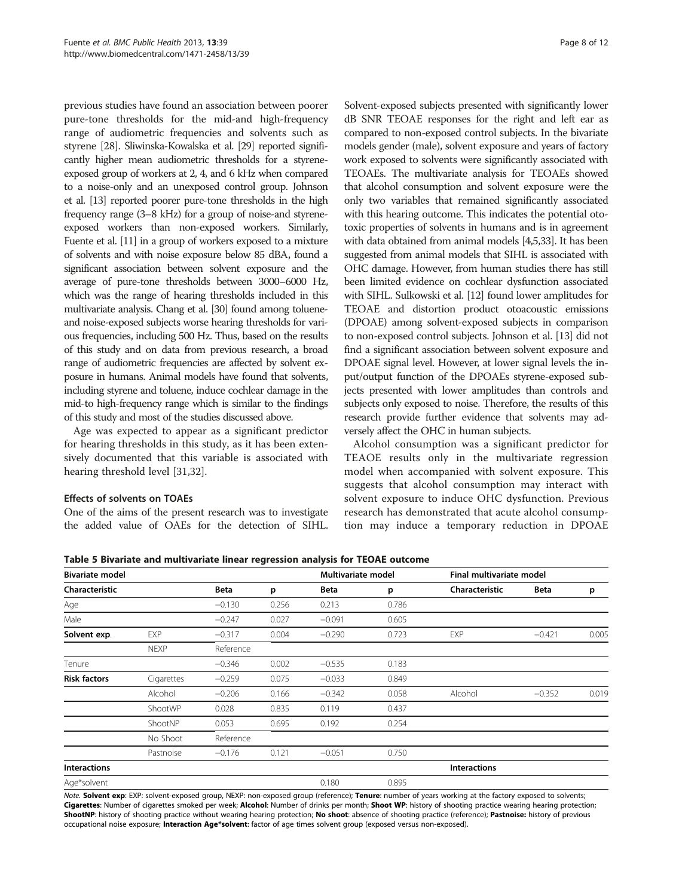previous studies have found an association between poorer pure-tone thresholds for the mid-and high-frequency range of audiometric frequencies and solvents such as styrene [28]. Sliwinska-Kowalska et al. [29] reported significantly higher mean audiometric thresholds for a styrene-exposed group of workers at 2, 4, and 6 kHz when compared to a noise-only and an unexposed control group. Johnson et al. [13] reported poorer pure-tone thresholds in the high frequency range (3–8 kHz) for a group of noise-and styrene-exposed workers than non-exposed workers. Similarly, Fuente et al. [11] in a group of workers exposed to a mixture of solvents and with noise exposure below 85 dBA, found a significant association between solvent exposure and the average of pure-tone thresholds between 3000–6000 Hz, which was the range of hearing thresholds included in this multivariate analysis. Chang et al. [30] found among toluene-and noise-exposed subjects worse hearing thresholds for various frequencies, including 500 Hz. Thus, based on the results of this study and on data from previous research, a broad range of audiometric frequencies are affected by solvent exposure in humans. Animal models have found that solvents, including styrene and toluene, induce cochlear damage in the mid-to high-frequency range which is similar to the findings of this study and most of the studies discussed above.

Age was expected to appear as a significant predictor for hearing thresholds in this study, as it has been extensively documented that this variable is associated with hearing threshold level [31,32].

### Effects of solvents on TOAEs

One of the aims of the present research was to investigate the added value of OAEs for the detection of SIHL. Solvent-exposed subjects presented with significantly lower dB SNR TEOAE responses for the right and left ear as compared to non-exposed control subjects. In the bivariate models gender (male), solvent exposure and years of factory work exposed to solvents were significantly associated with TEOAEs. The multivariate analysis for TEOAEs showed that alcohol consumption and solvent exposure were the only two variables that remained significantly associated with this hearing outcome. This indicates the potential ototoxic properties of solvents in humans and is in agreement with data obtained from animal models [4,5,33]. It has been suggested from animal models that SIHL is associated with OHC damage. However, from human studies there has still been limited evidence on cochlear dysfunction associated with SIHL. Sulkowski et al. [12] found lower amplitudes for TEOAE and distortion product otoacoustic emissions (DPOAE) among solvent-exposed subjects in comparison to non-exposed control subjects. Johnson et al. [13] did not find a significant association between solvent exposure and DPOAE signal level. However, at lower signal levels the input/output function of the DPOAEs styrene-exposed subjects presented with lower amplitudes than controls and subjects only exposed to noise. Therefore, the results of this research provide further evidence that solvents may adversely affect the OHC in human subjects.

Alcohol consumption was a significant predictor for TEAOE results only in the multivariate regression model when accompanied with solvent exposure. This suggests that alcohol consumption may interact with solvent exposure to induce OHC dysfunction. Previous research has demonstrated that acute alcohol consumption may induce a temporary reduction in DPOAE

**Table 5 Bivariate and multivariate linear regression analysis for TEOAE outcome**

| Bivariate model | | | | Multivariate model | | Final multivariate model | | |
|---|---|---|---|---|---|---|---|---|
| Characteristic | | Beta | p | Beta | p | Characteristic | Beta | p |
| Age | | −0.130 | 0.256 | 0.213 | 0.786 | | | |
| Male | | −0.247 | 0.027 | −0.091 | 0.605 | | | |
| **Solvent exp**. | EXP | −0.317 | 0.004 | −0.290 | 0.723 | EXP | −0.421 | 0.005 |
| | NEXP | Reference | | | | | | |
| Tenure | | −0.346 | 0.002 | −0.535 | 0.183 | | | |
| **Risk factors** | Cigarettes | −0.259 | 0.075 | −0.033 | 0.849 | | | |
| | Alcohol | −0.206 | 0.166 | −0.342 | 0.058 | Alcohol | −0.352 | 0.019 |
| | ShootWP | 0.028 | 0.835 | 0.119 | 0.437 | | | |
| | ShootNP | 0.053 | 0.695 | 0.192 | 0.254 | | | |
| | No Shoot | Reference | | | | | | |
| | Pastnoise | −0.176 | 0.121 | −0.051 | 0.750 | | | |
| **Interactions** | | | | | | **Interactions** | | |
| Age*solvent | | | | 0.180 | 0.895 | | | |

*Note.* **Solvent exp**: EXP: solvent-exposed group, NEXP: non-exposed group (reference); **Tenure**: number of years working at the factory exposed to solvents; **Cigarettes**: Number of cigarettes smoked per week; **Alcohol**: Number of drinks per month; **Shoot WP**: history of shooting practice wearing hearing protection; **ShootNP**: history of shooting practice without wearing hearing protection; **No shoot**: absence of shooting practice (reference); **Pastnoise:** history of previous occupational noise exposure; **Interaction Age*solvent**: factor of age times solvent group (exposed versus non-exposed).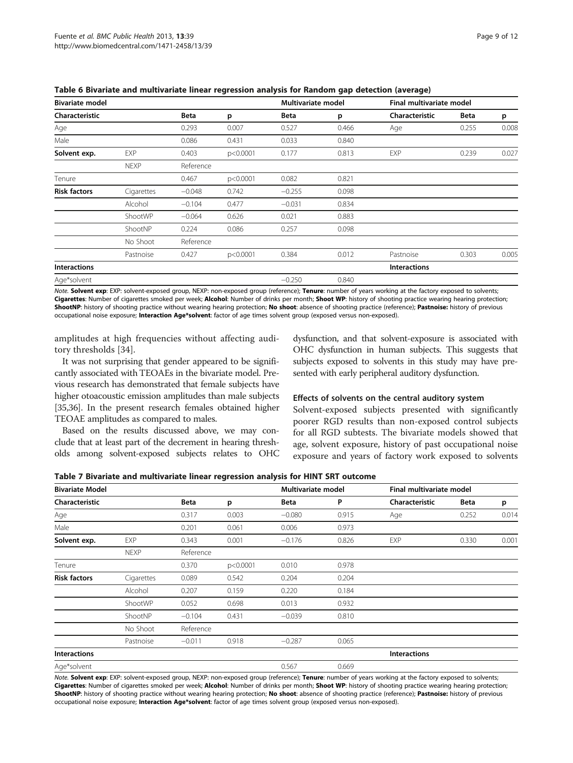**Table 6 Bivariate and multivariate linear regression analysis for Random gap detection (average)**

| Bivariate model | | | | Multivariate model | | Final multivariate model | | |
|---|---|---|---|---|---|---|---|---|
| Characteristic | | Beta | p | Beta | p | Characteristic | Beta | p |
| Age | | 0.293 | 0.007 | 0.527 | 0.466 | Age | 0.255 | 0.008 |
| Male | | 0.086 | 0.431 | 0.033 | 0.840 | | | |
| **Solvent exp.** | EXP | 0.403 | p<0.0001 | 0.177 | 0.813 | EXP | 0.239 | 0.027 |
| | NEXP | Reference | | | | | | |
| Tenure | | 0.467 | p<0.0001 | 0.082 | 0.821 | | | |
| **Risk factors** | Cigarettes | −0.048 | 0.742 | −0.255 | 0.098 | | | |
| | Alcohol | −0.104 | 0.477 | −0.031 | 0.834 | | | |
| | ShootWP | −0.064 | 0.626 | 0.021 | 0.883 | | | |
| | ShootNP | 0.224 | 0.086 | 0.257 | 0.098 | | | |
| | No Shoot | Reference | | | | | | |
| | Pastnoise | 0.427 | p<0.0001 | 0.384 | 0.012 | Pastnoise | 0.303 | 0.005 |
| **Interactions** | | | | | | **Interactions** | | |
| Age*solvent | | | | −0.250 | 0.840 | | | |

*Note.* **Solvent exp**: EXP: solvent-exposed group, NEXP: non-exposed group (reference); **Tenure**: number of years working at the factory exposed to solvents; **Cigarettes**: Number of cigarettes smoked per week; **Alcohol**: Number of drinks per month; **Shoot WP**: history of shooting practice wearing hearing protection; **ShootNP**: history of shooting practice without wearing hearing protection; **No shoot**: absence of shooting practice (reference); **Pastnoise:** history of previous occupational noise exposure; **Interaction Age*solvent**: factor of age times solvent group (exposed versus non-exposed).

amplitudes at high frequencies without affecting auditory thresholds [34].

It was not surprising that gender appeared to be significantly associated with TEOAEs in the bivariate model. Previous research has demonstrated that female subjects have higher otoacoustic emission amplitudes than male subjects [35,36]. In the present research females obtained higher TEOAE amplitudes as compared to males.

Based on the results discussed above, we may conclude that at least part of the decrement in hearing thresholds among solvent-exposed subjects relates to OHC dysfunction, and that solvent-exposure is associated with OHC dysfunction in human subjects. This suggests that subjects exposed to solvents in this study may have presented with early peripheral auditory dysfunction.

### Effects of solvents on the central auditory system

Solvent-exposed subjects presented with significantly poorer RGD results than non-exposed control subjects for all RGD subtests. The bivariate models showed that age, solvent exposure, history of past occupational noise exposure and years of factory work exposed to solvents

**Table 7 Bivariate and multivariate linear regression analysis for HINT SRT outcome**

| Bivariate Model | | | | Multivariate model | | Final multivariate model | | |
|---|---|---|---|---|---|---|---|---|
| Characteristic | | Beta | p | Beta | P | Characteristic | Beta | p |
| Age | | 0.317 | 0.003 | −0.080 | 0.915 | Age | 0.252 | 0.014 |
| Male | | 0.201 | 0.061 | 0.006 | 0.973 | | | |
| **Solvent exp.** | EXP | 0.343 | 0.001 | −0.176 | 0.826 | EXP | 0.330 | 0.001 |
| | NEXP | Reference | | | | | | |
| Tenure | | 0.370 | p<0.0001 | 0.010 | 0.978 | | | |
| **Risk factors** | Cigarettes | 0.089 | 0.542 | 0.204 | 0.204 | | | |
| | Alcohol | 0.207 | 0.159 | 0.220 | 0.184 | | | |
| | ShootWP | 0.052 | 0.698 | 0.013 | 0.932 | | | |
| | ShootNP | −0.104 | 0.431 | −0.039 | 0.810 | | | |
| | No Shoot | Reference | | | | | | |
| | Pastnoise | −0.011 | 0.918 | −0.287 | 0.065 | | | |
| **Interactions** | | | | | | **Interactions** | | |
| Age*solvent | | | | 0.567 | 0.669 | | | |

*Note.* **Solvent exp**: EXP: solvent-exposed group, NEXP: non-exposed group (reference); **Tenure**: number of years working at the factory exposed to solvents; **Cigarettes**: Number of cigarettes smoked per week; **Alcohol**: Number of drinks per month; **Shoot WP**: history of shooting practice wearing hearing protection; **ShootNP**: history of shooting practice without wearing hearing protection; **No shoot**: absence of shooting practice (reference); **Pastnoise:** history of previous occupational noise exposure; **Interaction Age*solvent**: factor of age times solvent group (exposed versus non-exposed).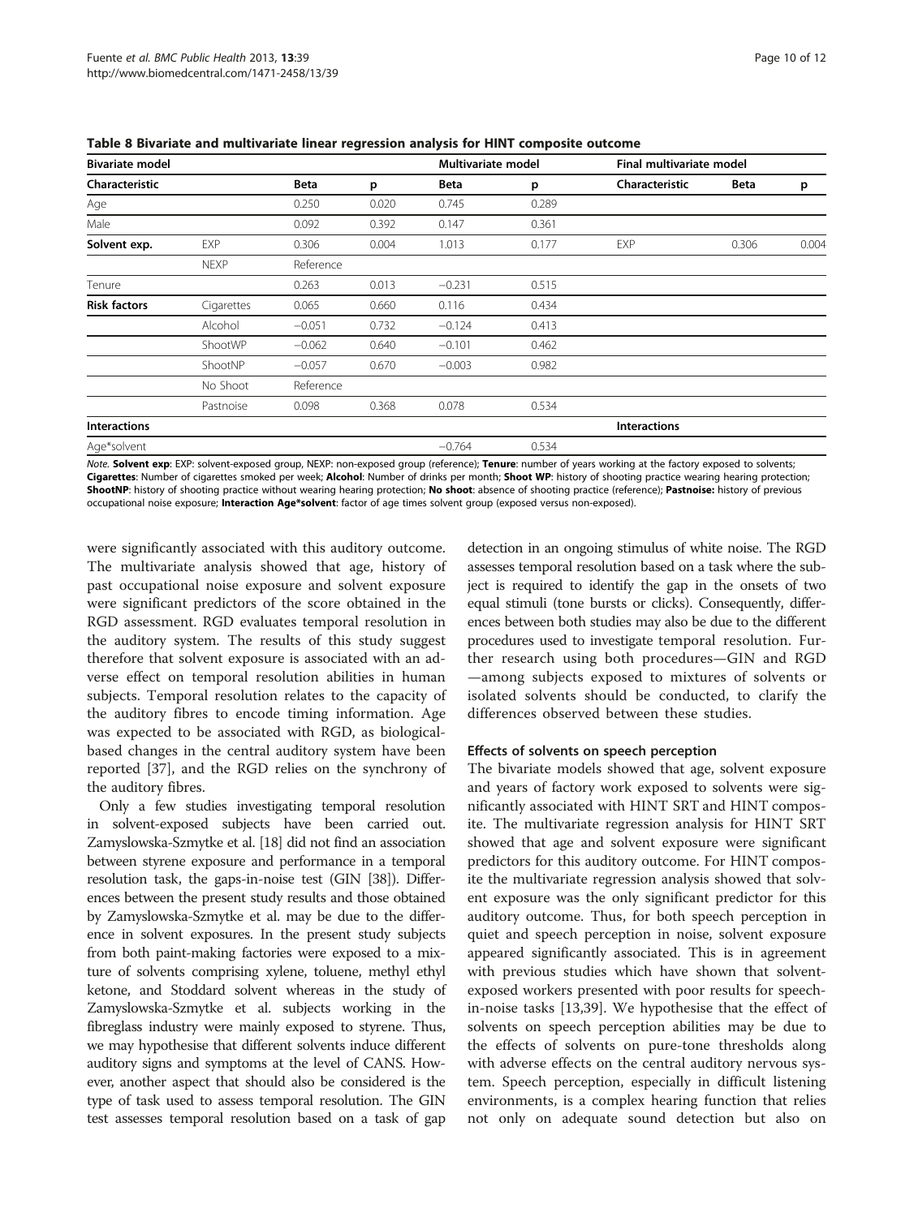**Table 8 Bivariate and multivariate linear regression analysis for HINT composite outcome**

| Bivariate model | | | | Multivariate model | | Final multivariate model | | |
|---|---|---|---|---|---|---|---|---|
| **Characteristic** | | **Beta** | **p** | **Beta** | **p** | **Characteristic** | **Beta** | **p** |
| Age | | 0.250 | 0.020 | 0.745 | 0.289 | | | |
| Male | | 0.092 | 0.392 | 0.147 | 0.361 | | | |
| **Solvent exp.** | EXP | 0.306 | 0.004 | 1.013 | 0.177 | EXP | 0.306 | 0.004 |
| | NEXP | Reference | | | | | | |
| Tenure | | 0.263 | 0.013 | −0.231 | 0.515 | | | |
| **Risk factors** | Cigarettes | 0.065 | 0.660 | 0.116 | 0.434 | | | |
| | Alcohol | −0.051 | 0.732 | −0.124 | 0.413 | | | |
| | ShootWP | −0.062 | 0.640 | −0.101 | 0.462 | | | |
| | ShootNP | −0.057 | 0.670 | −0.003 | 0.982 | | | |
| | No Shoot | Reference | | | | | | |
| | Pastnoise | 0.098 | 0.368 | 0.078 | 0.534 | | | |
| **Interactions** | | | | | | **Interactions** | | |
| Age*solvent | | | | −0.764 | 0.534 | | | |

*Note.* **Solvent exp**: EXP: solvent-exposed group, NEXP: non-exposed group (reference); **Tenure**: number of years working at the factory exposed to solvents; **Cigarettes**: Number of cigarettes smoked per week; **Alcohol**: Number of drinks per month; **Shoot WP**: history of shooting practice wearing hearing protection; **ShootNP**: history of shooting practice without wearing hearing protection; **No shoot**: absence of shooting practice (reference); **Pastnoise:** history of previous occupational noise exposure; **Interaction Age*solvent**: factor of age times solvent group (exposed versus non-exposed).

were significantly associated with this auditory outcome. The multivariate analysis showed that age, history of past occupational noise exposure and solvent exposure were significant predictors of the score obtained in the RGD assessment. RGD evaluates temporal resolution in the auditory system. The results of this study suggest therefore that solvent exposure is associated with an adverse effect on temporal resolution abilities in human subjects. Temporal resolution relates to the capacity of the auditory fibres to encode timing information. Age was expected to be associated with RGD, as biological-based changes in the central auditory system have been reported [37], and the RGD relies on the synchrony of the auditory fibres.

Only a few studies investigating temporal resolution in solvent-exposed subjects have been carried out. Zamyslowska-Szmytke et al. [18] did not find an association between styrene exposure and performance in a temporal resolution task, the gaps-in-noise test (GIN [38]). Differences between the present study results and those obtained by Zamyslowska-Szmytke et al. may be due to the difference in solvent exposures. In the present study subjects from both paint-making factories were exposed to a mixture of solvents comprising xylene, toluene, methyl ethyl ketone, and Stoddard solvent whereas in the study of Zamyslowska-Szmytke et al. subjects working in the fibreglass industry were mainly exposed to styrene. Thus, we may hypothesise that different solvents induce different auditory signs and symptoms at the level of CANS. However, another aspect that should also be considered is the type of task used to assess temporal resolution. The GIN test assesses temporal resolution based on a task of gap detection in an ongoing stimulus of white noise. The RGD assesses temporal resolution based on a task where the subject is required to identify the gap in the onsets of two equal stimuli (tone bursts or clicks). Consequently, differences between both studies may also be due to the different procedures used to investigate temporal resolution. Further research using both procedures—GIN and RGD—among subjects exposed to mixtures of solvents or isolated solvents should be conducted, to clarify the differences observed between these studies.

### Effects of solvents on speech perception

The bivariate models showed that age, solvent exposure and years of factory work exposed to solvents were significantly associated with HINT SRT and HINT composite. The multivariate regression analysis for HINT SRT showed that age and solvent exposure were significant predictors for this auditory outcome. For HINT composite the multivariate regression analysis showed that solvent exposure was the only significant predictor for this auditory outcome. Thus, for both speech perception in quiet and speech perception in noise, solvent exposure appeared significantly associated. This is in agreement with previous studies which have shown that solvent-exposed workers presented with poor results for speech-in-noise tasks [13,39]. We hypothesise that the effect of solvents on speech perception abilities may be due to the effects of solvents on pure-tone thresholds along with adverse effects on the central auditory nervous system. Speech perception, especially in difficult listening environments, is a complex hearing function that relies not only on adequate sound detection but also on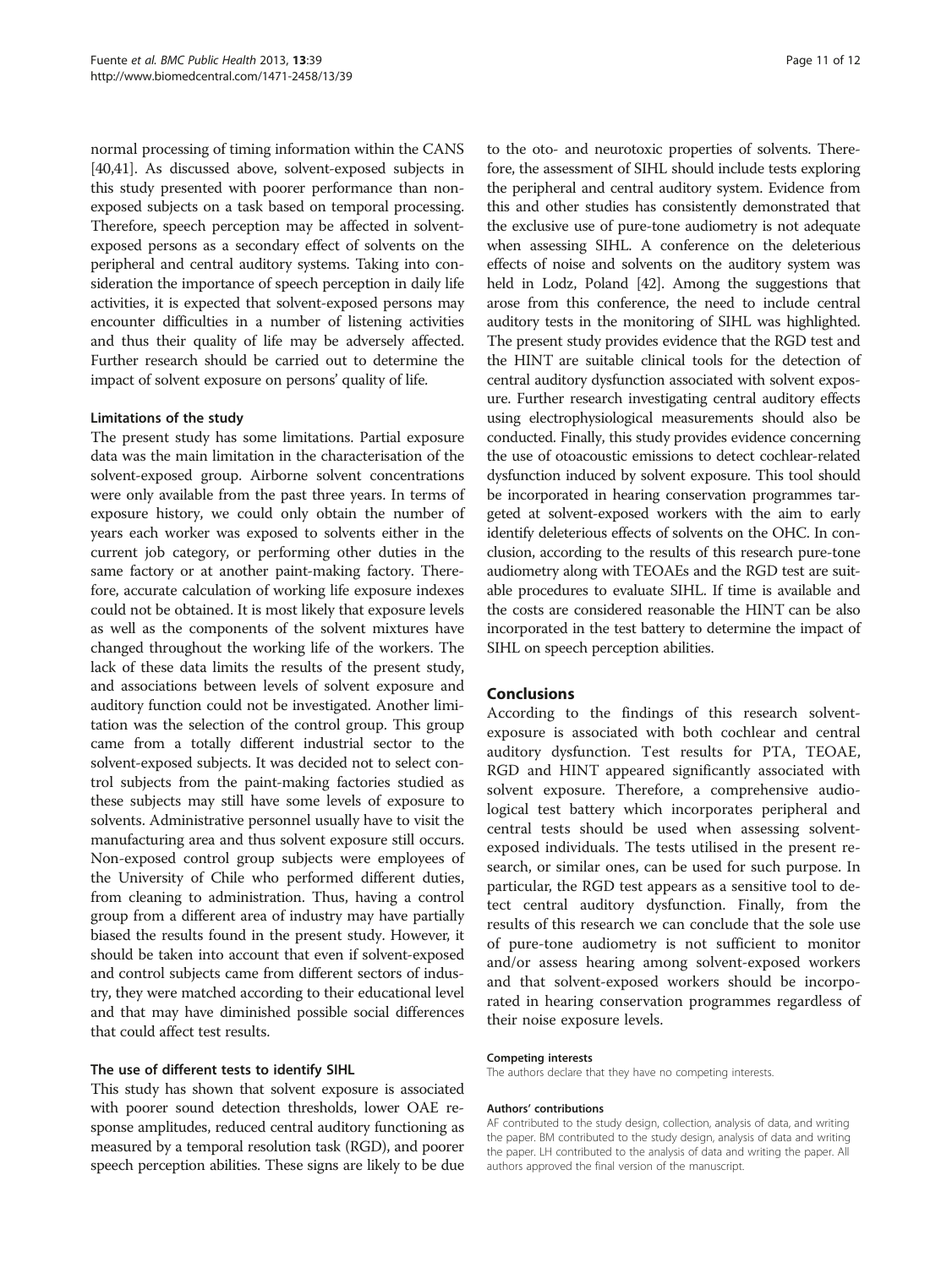normal processing of timing information within the CANS [40,41]. As discussed above, solvent-exposed subjects in this study presented with poorer performance than non-exposed subjects on a task based on temporal processing. Therefore, speech perception may be affected in solvent-exposed persons as a secondary effect of solvents on the peripheral and central auditory systems. Taking into consideration the importance of speech perception in daily life activities, it is expected that solvent-exposed persons may encounter difficulties in a number of listening activities and thus their quality of life may be adversely affected. Further research should be carried out to determine the impact of solvent exposure on persons' quality of life.

### Limitations of the study

The present study has some limitations. Partial exposure data was the main limitation in the characterisation of the solvent-exposed group. Airborne solvent concentrations were only available from the past three years. In terms of exposure history, we could only obtain the number of years each worker was exposed to solvents either in the current job category, or performing other duties in the same factory or at another paint-making factory. Therefore, accurate calculation of working life exposure indexes could not be obtained. It is most likely that exposure levels as well as the components of the solvent mixtures have changed throughout the working life of the workers. The lack of these data limits the results of the present study, and associations between levels of solvent exposure and auditory function could not be investigated. Another limitation was the selection of the control group. This group came from a totally different industrial sector to the solvent-exposed subjects. It was decided not to select control subjects from the paint-making factories studied as these subjects may still have some levels of exposure to solvents. Administrative personnel usually have to visit the manufacturing area and thus solvent exposure still occurs. Non-exposed control group subjects were employees of the University of Chile who performed different duties, from cleaning to administration. Thus, having a control group from a different area of industry may have partially biased the results found in the present study. However, it should be taken into account that even if solvent-exposed and control subjects came from different sectors of industry, they were matched according to their educational level and that may have diminished possible social differences that could affect test results.

### The use of different tests to identify SIHL

This study has shown that solvent exposure is associated with poorer sound detection thresholds, lower OAE response amplitudes, reduced central auditory functioning as measured by a temporal resolution task (RGD), and poorer speech perception abilities. These signs are likely to be due to the oto- and neurotoxic properties of solvents. Therefore, the assessment of SIHL should include tests exploring the peripheral and central auditory system. Evidence from this and other studies has consistently demonstrated that the exclusive use of pure-tone audiometry is not adequate when assessing SIHL. A conference on the deleterious effects of noise and solvents on the auditory system was held in Lodz, Poland [42]. Among the suggestions that arose from this conference, the need to include central auditory tests in the monitoring of SIHL was highlighted. The present study provides evidence that the RGD test and the HINT are suitable clinical tools for the detection of central auditory dysfunction associated with solvent exposure. Further research investigating central auditory effects using electrophysiological measurements should also be conducted. Finally, this study provides evidence concerning the use of otoacoustic emissions to detect cochlear-related dysfunction induced by solvent exposure. This tool should be incorporated in hearing conservation programmes targeted at solvent-exposed workers with the aim to early identify deleterious effects of solvents on the OHC. In conclusion, according to the results of this research pure-tone audiometry along with TEOAEs and the RGD test are suitable procedures to evaluate SIHL. If time is available and the costs are considered reasonable the HINT can be also incorporated in the test battery to determine the impact of SIHL on speech perception abilities.

## Conclusions

According to the findings of this research solvent-exposure is associated with both cochlear and central auditory dysfunction. Test results for PTA, TEOAE, RGD and HINT appeared significantly associated with solvent exposure. Therefore, a comprehensive audiological test battery which incorporates peripheral and central tests should be used when assessing solvent-exposed individuals. The tests utilised in the present research, or similar ones, can be used for such purpose. In particular, the RGD test appears as a sensitive tool to detect central auditory dysfunction. Finally, from the results of this research we can conclude that the sole use of pure-tone audiometry is not sufficient to monitor and/or assess hearing among solvent-exposed workers and that solvent-exposed workers should be incorporated in hearing conservation programmes regardless of their noise exposure levels.

#### Competing interests

The authors declare that they have no competing interests.

#### Authors' contributions

AF contributed to the study design, collection, analysis of data, and writing the paper. BM contributed to the study design, analysis of data and writing the paper. LH contributed to the analysis of data and writing the paper. All authors approved the final version of the manuscript.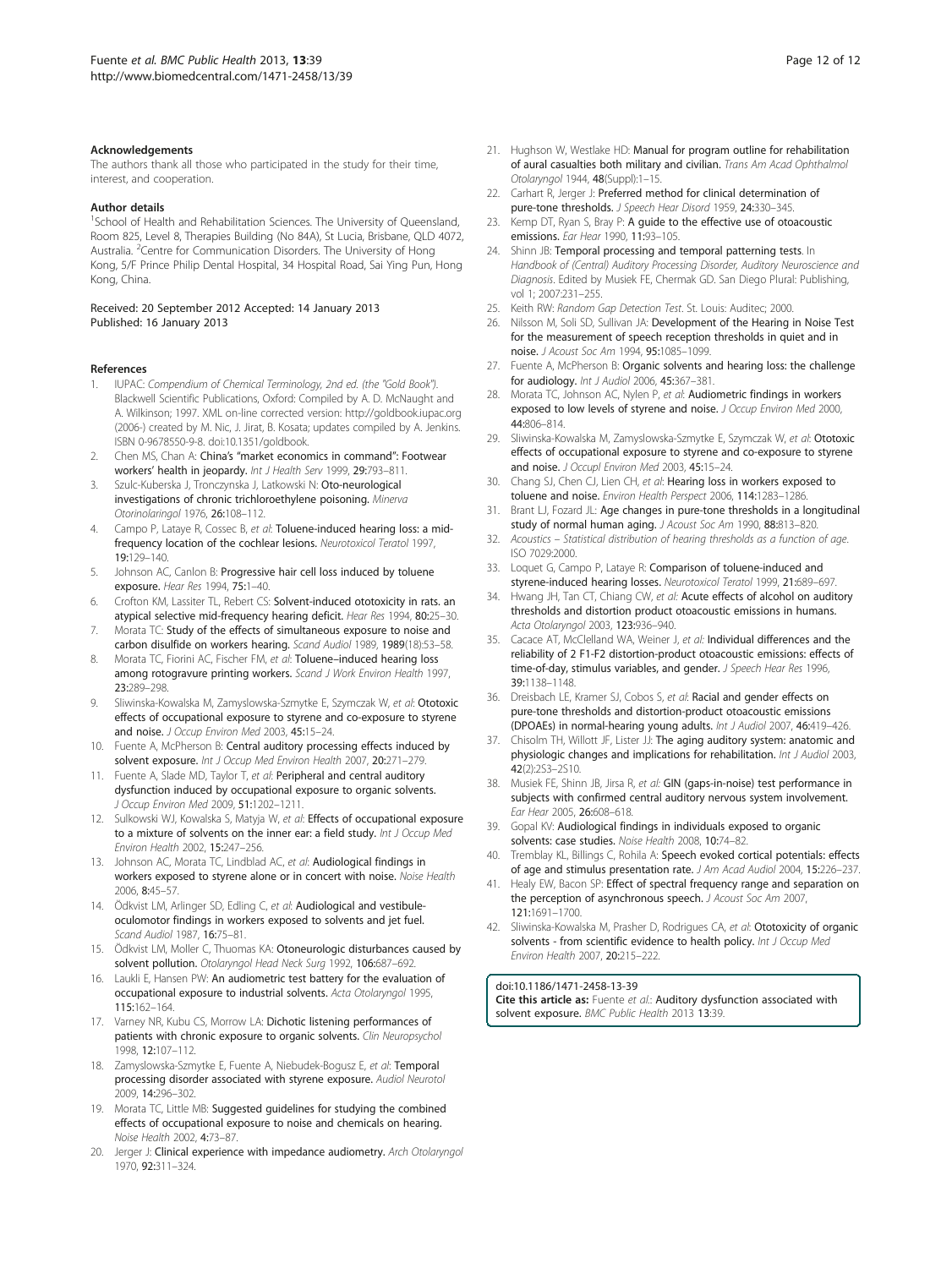### Acknowledgements

The authors thank all those who participated in the study for their time, interest, and cooperation.

### Author details

[1]School of Health and Rehabilitation Sciences. The University of Queensland, Room 825, Level 8, Therapies Building (No 84A), St Lucia, Brisbane, QLD 4072, Australia. [2]Centre for Communication Disorders. The University of Hong Kong, 5/F Prince Philip Dental Hospital, 34 Hospital Road, Sai Ying Pun, Hong Kong, China.

Received: 20 September 2012 Accepted: 14 January 2013
Published: 16 January 2013

### References

1. IUPAC: *Compendium of Chemical Terminology, 2nd ed. (the "Gold Book")*. Blackwell Scientific Publications, Oxford: Compiled by A. D. McNaught and A. Wilkinson; 1997. XML on-line corrected version: http://goldbook.iupac.org (2006-) created by M. Nic, J. Jirat, B. Kosata; updates compiled by A. Jenkins. ISBN 0-9678550-9-8. doi:10.1351/goldbook.
2. Chen MS, Chan A: **China's "market economics in command": Footwear workers' health in jeopardy.** *Int J Health Serv* 1999, **29:**793–811.
3. Szulc-Kuberska J, Tronczynska J, Latkowski N: **Oto-neurological investigations of chronic trichloroethylene poisoning.** *Minerva Otorinolaringol* 1976, **26:**108–112.
4. Campo P, Lataye R, Cossec B, *et al*: **Toluene-induced hearing loss: a mid-frequency location of the cochlear lesions.** *Neurotoxicol Teratol* 1997, **19:**129–140.
5. Johnson AC, Canlon B: **Progressive hair cell loss induced by toluene exposure.** *Hear Res* 1994, **75:**1–40.
6. Crofton KM, Lassiter TL, Rebert CS: **Solvent-induced ototoxicity in rats. an atypical selective mid-frequency hearing deficit.** *Hear Res* 1994, **80:**25–30.
7. Morata TC: **Study of the effects of simultaneous exposure to noise and carbon disulfide on workers hearing.** *Scand Audiol* 1989, **1989**(18):53–58.
8. Morata TC, Fiorini AC, Fischer FM, *et al*: **Toluene–induced hearing loss among rotogravure printing workers.** *Scand J Work Environ Health* 1997, **23:**289–298.
9. Sliwinska-Kowalska M, Zamyslowska-Szmytke E, Szymczak W, *et al*: **Ototoxic effects of occupational exposure to styrene and co-exposure to styrene and noise.** *J Occup Environ Med* 2003, **45:**15–24.
10. Fuente A, McPherson B: **Central auditory processing effects induced by solvent exposure.** *Int J Occup Med Environ Health* 2007, **20:**271–279.
11. Fuente A, Slade MD, Taylor T, *et al*: **Peripheral and central auditory dysfunction induced by occupational exposure to organic solvents.** *J Occup Environ Med* 2009, **51:**1202–1211.
12. Sulkowski WJ, Kowalska S, Matyja W, *et al*: **Effects of occupational exposure to a mixture of solvents on the inner ear: a field study.** *Int J Occup Med Environ Health* 2002, **15:**247–256.
13. Johnson AC, Morata TC, Lindblad AC, *et al*: **Audiological findings in workers exposed to styrene alone or in concert with noise.** *Noise Health* 2006, **8:**45–57.
14. Ödkvist LM, Arlinger SD, Edling C, *et al*: **Audiological and vestibule-oculomotor findings in workers exposed to solvents and jet fuel.** *Scand Audiol* 1987, **16:**75–81.
15. Ödkvist LM, Moller C, Thuomas KA: **Otoneurologic disturbances caused by solvent pollution.** *Otolaryngol Head Neck Surg* 1992, **106:**687–692.
16. Laukli E, Hansen PW: **An audiometric test battery for the evaluation of occupational exposure to industrial solvents.** *Acta Otolaryngol* 1995, **115:**162–164.
17. Varney NR, Kubu CS, Morrow LA: **Dichotic listening performances of patients with chronic exposure to organic solvents.** *Clin Neuropsychol* 1998, **12:**107–112.
18. Zamyslowska-Szmytke E, Fuente A, Niebudek-Bogusz E, *et al*: **Temporal processing disorder associated with styrene exposure.** *Audiol Neurotol* 2009, **14:**296–302.
19. Morata TC, Little MB: **Suggested guidelines for studying the combined effects of occupational exposure to noise and chemicals on hearing.** *Noise Health* 2002, **4:**73–87.
20. Jerger J: **Clinical experience with impedance audiometry.** *Arch Otolaryngol* 1970, **92:**311–324.
21. Hughson W, Westlake HD: **Manual for program outline for rehabilitation of aural casualties both military and civilian.** *Trans Am Acad Ophthalmol Otolaryngol* 1944, **48**(Suppl):1–15.
22. Carhart R, Jerger J: **Preferred method for clinical determination of pure-tone thresholds.** *J Speech Hear Disord* 1959, **24:**330–345.
23. Kemp DT, Ryan S, Bray P: **A guide to the effective use of otoacoustic emissions.** *Ear Hear* 1990, **11:**93–105.
24. Shinn JB: **Temporal processing and temporal patterning tests.** In *Handbook of (Central) Auditory Processing Disorder, Auditory Neuroscience and Diagnosis*. Edited by Musiek FE, Chermak GD. San Diego Plural: Publishing, vol 1; 2007:231–255.
25. Keith RW: *Random Gap Detection Test*. St. Louis: Auditec; 2000.
26. Nilsson M, Soli SD, Sullivan JA: **Development of the Hearing in Noise Test for the measurement of speech reception thresholds in quiet and in noise.** *J Acoust Soc Am* 1994, **95:**1085–1099.
27. Fuente A, McPherson B: **Organic solvents and hearing loss: the challenge for audiology.** *Int J Audiol* 2006, **45:**367–381.
28. Morata TC, Johnson AC, Nylen P, *et al*: **Audiometric findings in workers exposed to low levels of styrene and noise.** *J Occup Environ Med* 2000, **44:**806–814.
29. Sliwinska-Kowalska M, Zamyslowska-Szmytke E, Szymczak W, *et al*: **Ototoxic effects of occupational exposure to styrene and co-exposure to styrene and noise.** *J Occupl Environ Med* 2003, **45:**15–24.
30. Chang SJ, Chen CJ, Lien CH, *et al*: **Hearing loss in workers exposed to toluene and noise.** *Environ Health Perspect* 2006, **114:**1283–1286.
31. Brant LJ, Fozard JL: **Age changes in pure-tone thresholds in a longitudinal study of normal human aging.** *J Acoust Soc Am* 1990, **88:**813–820.
32. *Acoustics – Statistical distribution of hearing thresholds as a function of age.* ISO 7029:2000.
33. Loquet G, Campo P, Lataye R: **Comparison of toluene-induced and styrene-induced hearing losses.** *Neurotoxicol Teratol* 1999, **21:**689–697.
34. Hwang JH, Tan CT, Chiang CW, *et al*: **Acute effects of alcohol on auditory thresholds and distortion product otoacoustic emissions in humans.** *Acta Otolaryngol* 2003, **123:**936–940.
35. Cacace AT, McClelland WA, Weiner J, *et al*: **Individual differences and the reliability of 2 F1-F2 distortion-product otoacoustic emissions: effects of time-of-day, stimulus variables, and gender.** *J Speech Hear Res* 1996, **39:**1138–1148.
36. Dreisbach LE, Kramer SJ, Cobos S, *et al*: **Racial and gender effects on pure-tone thresholds and distortion-product otoacoustic emissions (DPOAEs) in normal-hearing young adults.** *Int J Audiol* 2007, **46:**419–426.
37. Chisolm TH, Willott JF, Lister JJ: **The aging auditory system: anatomic and physiologic changes and implications for rehabilitation.** *Int J Audiol* 2003, **42**(2):2S3–2S10.
38. Musiek FE, Shinn JB, Jirsa R, *et al*: **GIN (gaps-in-noise) test performance in subjects with confirmed central auditory nervous system involvement.** *Ear Hear* 2005, **26:**608–618.
39. Gopal KV: **Audiological findings in individuals exposed to organic solvents: case studies.** *Noise Health* 2008, **10:**74–82.
40. Tremblay KL, Billings C, Rohila A: **Speech evoked cortical potentials: effects of age and stimulus presentation rate.** *J Am Acad Audiol* 2004, **15:**226–237.
41. Healy EW, Bacon SP: **Effect of spectral frequency range and separation on the perception of asynchronous speech.** *J Acoust Soc Am* 2007, **121:**1691–1700.
42. Sliwinska-Kowalska M, Prasher D, Rodrigues CA, *et al*: **Ototoxicity of organic solvents - from scientific evidence to health policy.** *Int J Occup Med Environ Health* 2007, **20:**215–222.

doi:10.1186/1471-2458-13-39
**Cite this article as:** Fuente *et al.*: Auditory dysfunction associated with solvent exposure. *BMC Public Health* 2013 **13**:39.